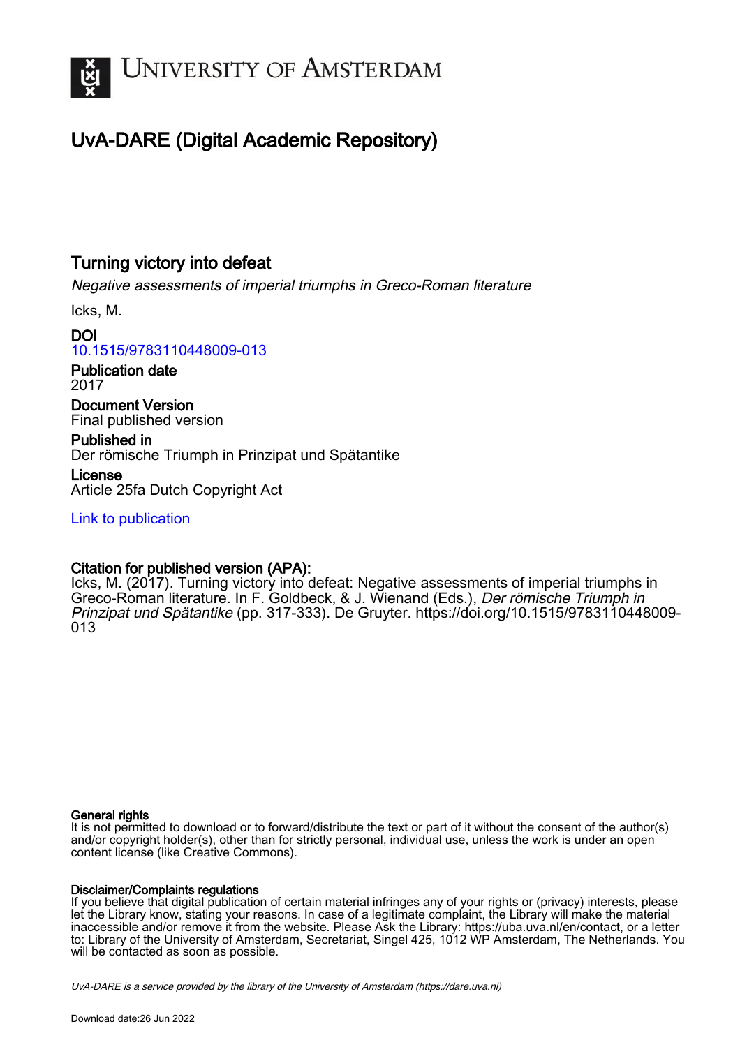UNIVERSITY OF AMSTERDAM

# UvA-DARE (Digital Academic Repository)

## Turning victory into defeat

*Negative assessments of imperial triumphs in Greco-Roman literature*

Icks, M.

**DOI**
10.1515/9783110448009-013

**Publication date**
2017

**Document Version**
Final published version

**Published in**
Der römische Triumph in Prinzipat und Spätantike

**License**
Article 25fa Dutch Copyright Act

Link to publication

**Citation for published version (APA):**
Icks, M. (2017). Turning victory into defeat: Negative assessments of imperial triumphs in Greco-Roman literature. In F. Goldbeck, & J. Wienand (Eds.), *Der römische Triumph in Prinzipat und Spätantike* (pp. 317-333). De Gruyter. https://doi.org/10.1515/9783110448009-013

**General rights**
It is not permitted to download or to forward/distribute the text or part of it without the consent of the author(s) and/or copyright holder(s), other than for strictly personal, individual use, unless the work is under an open content license (like Creative Commons).

**Disclaimer/Complaints regulations**
If you believe that digital publication of certain material infringes any of your rights or (privacy) interests, please let the Library know, stating your reasons. In case of a legitimate complaint, the Library will make the material inaccessible and/or remove it from the website. Please Ask the Library: https://uba.uva.nl/en/contact, or a letter to: Library of the University of Amsterdam, Secretariat, Singel 425, 1012 WP Amsterdam, The Netherlands. You will be contacted as soon as possible.

*UvA-DARE is a service provided by the library of the University of Amsterdam (https://dare.uva.nl)*

Download date:26 Jun 2022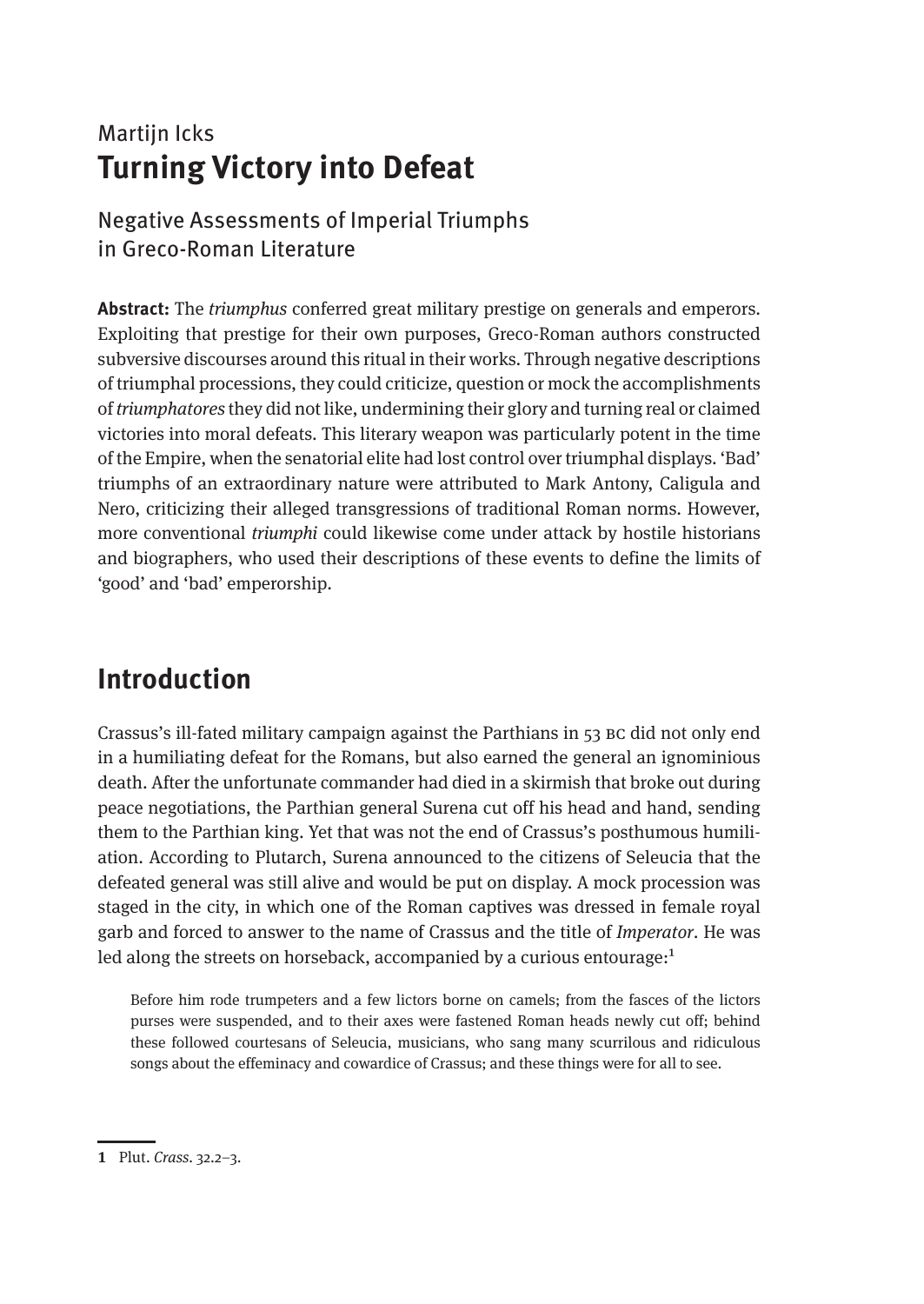Martijn Icks

# Turning Victory into Defeat

## Negative Assessments of Imperial Triumphs in Greco-Roman Literature

**Abstract:** The *triumphus* conferred great military prestige on generals and emperors. Exploiting that prestige for their own purposes, Greco-Roman authors constructed subversive discourses around this ritual in their works. Through negative descriptions of triumphal processions, they could criticize, question or mock the accomplishments of *triumphatores* they did not like, undermining their glory and turning real or claimed victories into moral defeats. This literary weapon was particularly potent in the time of the Empire, when the senatorial elite had lost control over triumphal displays. 'Bad' triumphs of an extraordinary nature were attributed to Mark Antony, Caligula and Nero, criticizing their alleged transgressions of traditional Roman norms. However, more conventional *triumphi* could likewise come under attack by hostile historians and biographers, who used their descriptions of these events to define the limits of 'good' and 'bad' emperorship.

## Introduction

Crassus's ill-fated military campaign against the Parthians in 53 BC did not only end in a humiliating defeat for the Romans, but also earned the general an ignominious death. After the unfortunate commander had died in a skirmish that broke out during peace negotiations, the Parthian general Surena cut off his head and hand, sending them to the Parthian king. Yet that was not the end of Crassus's posthumous humiliation. According to Plutarch, Surena announced to the citizens of Seleucia that the defeated general was still alive and would be put on display. A mock procession was staged in the city, in which one of the Roman captives was dressed in female royal garb and forced to answer to the name of Crassus and the title of *Imperator*. He was led along the streets on horseback, accompanied by a curious entourage:[1]

> Before him rode trumpeters and a few lictors borne on camels; from the fasces of the lictors purses were suspended, and to their axes were fastened Roman heads newly cut off; behind these followed courtesans of Seleucia, musicians, who sang many scurrilous and ridiculous songs about the effeminacy and cowardice of Crassus; and these things were for all to see.

---

1 Plut. *Crass.* 32.2–3.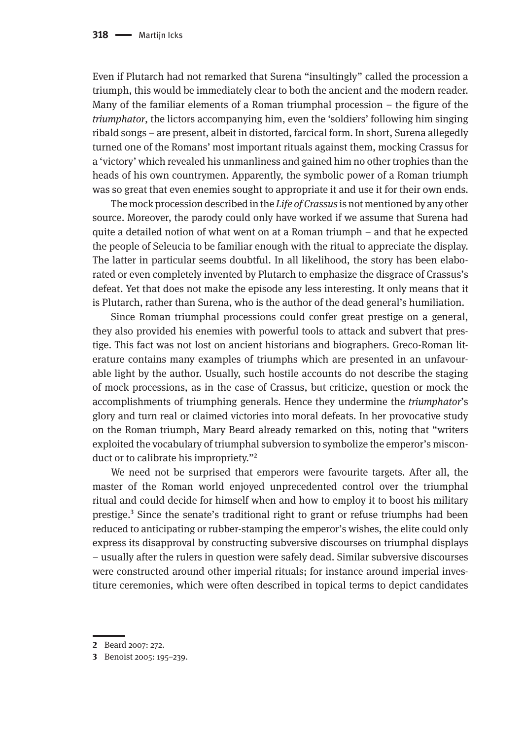Even if Plutarch had not remarked that Surena "insultingly" called the procession a triumph, this would be immediately clear to both the ancient and the modern reader. Many of the familiar elements of a Roman triumphal procession – the figure of the *triumphator*, the lictors accompanying him, even the 'soldiers' following him singing ribald songs – are present, albeit in distorted, farcical form. In short, Surena allegedly turned one of the Romans' most important rituals against them, mocking Crassus for a 'victory' which revealed his unmanliness and gained him no other trophies than the heads of his own countrymen. Apparently, the symbolic power of a Roman triumph was so great that even enemies sought to appropriate it and use it for their own ends.

The mock procession described in the *Life of Crassus* is not mentioned by any other source. Moreover, the parody could only have worked if we assume that Surena had quite a detailed notion of what went on at a Roman triumph – and that he expected the people of Seleucia to be familiar enough with the ritual to appreciate the display. The latter in particular seems doubtful. In all likelihood, the story has been elaborated or even completely invented by Plutarch to emphasize the disgrace of Crassus's defeat. Yet that does not make the episode any less interesting. It only means that it is Plutarch, rather than Surena, who is the author of the dead general's humiliation.

Since Roman triumphal processions could confer great prestige on a general, they also provided his enemies with powerful tools to attack and subvert that prestige. This fact was not lost on ancient historians and biographers. Greco-Roman literature contains many examples of triumphs which are presented in an unfavourable light by the author. Usually, such hostile accounts do not describe the staging of mock processions, as in the case of Crassus, but criticize, question or mock the accomplishments of triumphing generals. Hence they undermine the *triumphator*'s glory and turn real or claimed victories into moral defeats. In her provocative study on the Roman triumph, Mary Beard already remarked on this, noting that "writers exploited the vocabulary of triumphal subversion to symbolize the emperor's misconduct or to calibrate his impropriety."[2]

We need not be surprised that emperors were favourite targets. After all, the master of the Roman world enjoyed unprecedented control over the triumphal ritual and could decide for himself when and how to employ it to boost his military prestige.[3] Since the senate's traditional right to grant or refuse triumphs had been reduced to anticipating or rubber-stamping the emperor's wishes, the elite could only express its disapproval by constructing subversive discourses on triumphal displays – usually after the rulers in question were safely dead. Similar subversive discourses were constructed around other imperial rituals; for instance around imperial investiture ceremonies, which were often described in topical terms to depict candidates

---

2 Beard 2007: 272.

3 Benoist 2005: 195–239.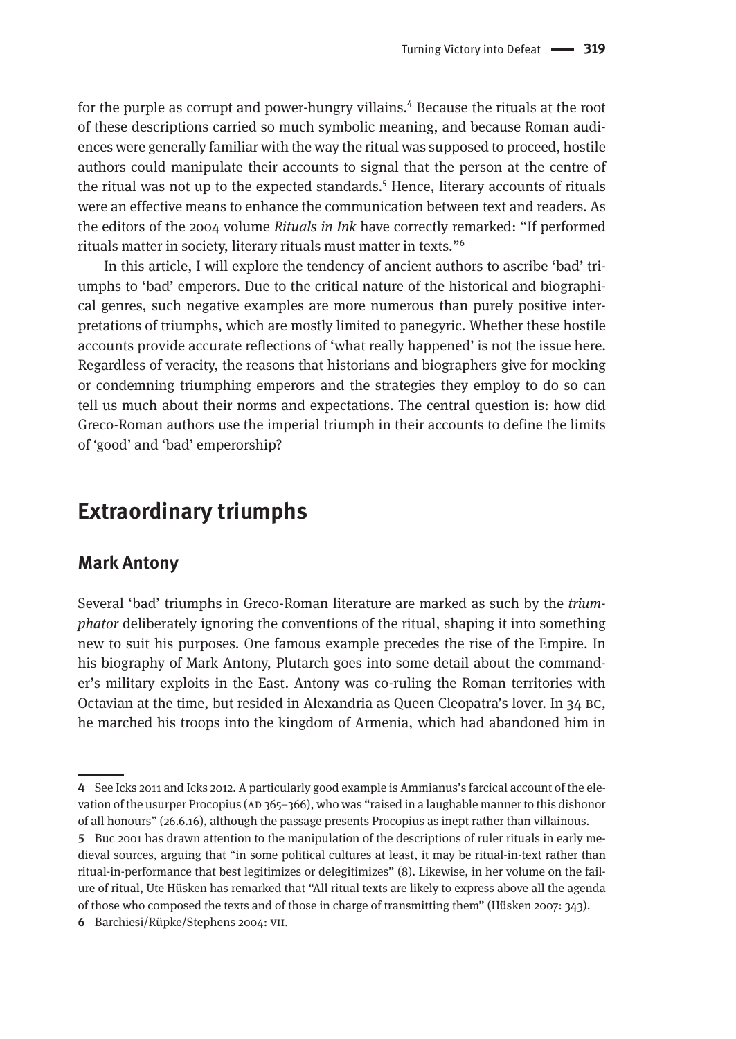for the purple as corrupt and power-hungry villains.[4] Because the rituals at the root of these descriptions carried so much symbolic meaning, and because Roman audiences were generally familiar with the way the ritual was supposed to proceed, hostile authors could manipulate their accounts to signal that the person at the centre of the ritual was not up to the expected standards.[5] Hence, literary accounts of rituals were an effective means to enhance the communication between text and readers. As the editors of the 2004 volume *Rituals in Ink* have correctly remarked: "If performed rituals matter in society, literary rituals must matter in texts."[6]

In this article, I will explore the tendency of ancient authors to ascribe 'bad' triumphs to 'bad' emperors. Due to the critical nature of the historical and biographical genres, such negative examples are more numerous than purely positive interpretations of triumphs, which are mostly limited to panegyric. Whether these hostile accounts provide accurate reflections of 'what really happened' is not the issue here. Regardless of veracity, the reasons that historians and biographers give for mocking or condemning triumphing emperors and the strategies they employ to do so can tell us much about their norms and expectations. The central question is: how did Greco-Roman authors use the imperial triumph in their accounts to define the limits of 'good' and 'bad' emperorship?

## Extraordinary triumphs

### Mark Antony

Several 'bad' triumphs in Greco-Roman literature are marked as such by the *triumphator* deliberately ignoring the conventions of the ritual, shaping it into something new to suit his purposes. One famous example precedes the rise of the Empire. In his biography of Mark Antony, Plutarch goes into some detail about the commander's military exploits in the East. Antony was co-ruling the Roman territories with Octavian at the time, but resided in Alexandria as Queen Cleopatra's lover. In 34 BC, he marched his troops into the kingdom of Armenia, which had abandoned him in

---

**4** See Icks 2011 and Icks 2012. A particularly good example is Ammianus's farcical account of the elevation of the usurper Procopius (AD 365–366), who was "raised in a laughable manner to this dishonor of all honours" (26.6.16), although the passage presents Procopius as inept rather than villainous.

**5** Buc 2001 has drawn attention to the manipulation of the descriptions of ruler rituals in early medieval sources, arguing that "in some political cultures at least, it may be ritual-in-text rather than ritual-in-performance that best legitimizes or delegitimizes" (8). Likewise, in her volume on the failure of ritual, Ute Hüsken has remarked that "All ritual texts are likely to express above all the agenda of those who composed the texts and of those in charge of transmitting them" (Hüsken 2007: 343).

**6** Barchiesi/Rüpke/Stephens 2004: VII.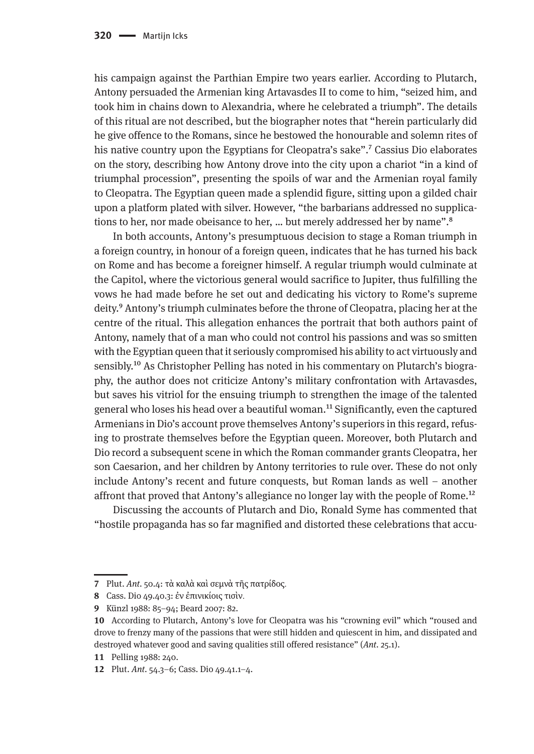his campaign against the Parthian Empire two years earlier. According to Plutarch, Antony persuaded the Armenian king Artavasdes II to come to him, "seized him, and took him in chains down to Alexandria, where he celebrated a triumph". The details of this ritual are not described, but the biographer notes that "herein particularly did he give offence to the Romans, since he bestowed the honourable and solemn rites of his native country upon the Egyptians for Cleopatra's sake".[7] Cassius Dio elaborates on the story, describing how Antony drove into the city upon a chariot "in a kind of triumphal procession", presenting the spoils of war and the Armenian royal family to Cleopatra. The Egyptian queen made a splendid figure, sitting upon a gilded chair upon a platform plated with silver. However, "the barbarians addressed no supplications to her, nor made obeisance to her, … but merely addressed her by name".[8]

In both accounts, Antony's presumptuous decision to stage a Roman triumph in a foreign country, in honour of a foreign queen, indicates that he has turned his back on Rome and has become a foreigner himself. A regular triumph would culminate at the Capitol, where the victorious general would sacrifice to Jupiter, thus fulfilling the vows he had made before he set out and dedicating his victory to Rome's supreme deity.[9] Antony's triumph culminates before the throne of Cleopatra, placing her at the centre of the ritual. This allegation enhances the portrait that both authors paint of Antony, namely that of a man who could not control his passions and was so smitten with the Egyptian queen that it seriously compromised his ability to act virtuously and sensibly.[10] As Christopher Pelling has noted in his commentary on Plutarch's biography, the author does not criticize Antony's military confrontation with Artavasdes, but saves his vitriol for the ensuing triumph to strengthen the image of the talented general who loses his head over a beautiful woman.[11] Significantly, even the captured Armenians in Dio's account prove themselves Antony's superiors in this regard, refusing to prostrate themselves before the Egyptian queen. Moreover, both Plutarch and Dio record a subsequent scene in which the Roman commander grants Cleopatra, her son Caesarion, and her children by Antony territories to rule over. These do not only include Antony's recent and future conquests, but Roman lands as well – another affront that proved that Antony's allegiance no longer lay with the people of Rome.[12]

Discussing the accounts of Plutarch and Dio, Ronald Syme has commented that "hostile propaganda has so far magnified and distorted these celebrations that accu-

---

7 Plut. *Ant*. 50.4: τὰ καλὰ καὶ σεμνὰ τῆς πατρίδος.

8 Cass. Dio 49.40.3: ἐν ἐπινικίοις τισὶν.

9 Künzl 1988: 85–94; Beard 2007: 82.

10 According to Plutarch, Antony's love for Cleopatra was his "crowning evil" which "roused and drove to frenzy many of the passions that were still hidden and quiescent in him, and dissipated and destroyed whatever good and saving qualities still offered resistance" (*Ant*. 25.1).

11 Pelling 1988: 240.

12 Plut. *Ant*. 54.3–6; Cass. Dio 49.41.1–4.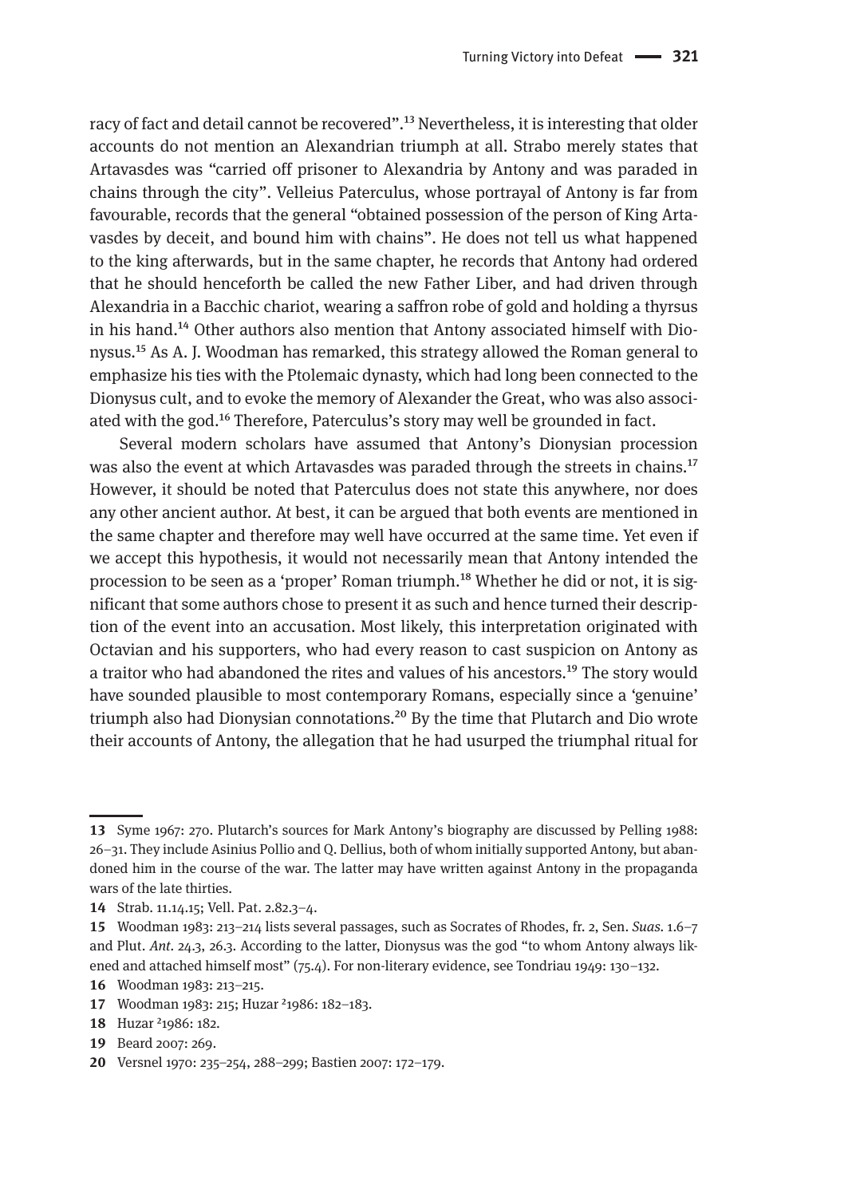racy of fact and detail cannot be recovered".[13] Nevertheless, it is interesting that older accounts do not mention an Alexandrian triumph at all. Strabo merely states that Artavasdes was "carried off prisoner to Alexandria by Antony and was paraded in chains through the city". Velleius Paterculus, whose portrayal of Antony is far from favourable, records that the general "obtained possession of the person of King Artavasdes by deceit, and bound him with chains". He does not tell us what happened to the king afterwards, but in the same chapter, he records that Antony had ordered that he should henceforth be called the new Father Liber, and had driven through Alexandria in a Bacchic chariot, wearing a saffron robe of gold and holding a thyrsus in his hand.[14] Other authors also mention that Antony associated himself with Dionysus.[15] As A. J. Woodman has remarked, this strategy allowed the Roman general to emphasize his ties with the Ptolemaic dynasty, which had long been connected to the Dionysus cult, and to evoke the memory of Alexander the Great, who was also associated with the god.[16] Therefore, Paterculus's story may well be grounded in fact.

Several modern scholars have assumed that Antony's Dionysian procession was also the event at which Artavasdes was paraded through the streets in chains.[17] However, it should be noted that Paterculus does not state this anywhere, nor does any other ancient author. At best, it can be argued that both events are mentioned in the same chapter and therefore may well have occurred at the same time. Yet even if we accept this hypothesis, it would not necessarily mean that Antony intended the procession to be seen as a 'proper' Roman triumph.[18] Whether he did or not, it is significant that some authors chose to present it as such and hence turned their description of the event into an accusation. Most likely, this interpretation originated with Octavian and his supporters, who had every reason to cast suspicion on Antony as a traitor who had abandoned the rites and values of his ancestors.[19] The story would have sounded plausible to most contemporary Romans, especially since a 'genuine' triumph also had Dionysian connotations.[20] By the time that Plutarch and Dio wrote their accounts of Antony, the allegation that he had usurped the triumphal ritual for

---

**13** Syme 1967: 270. Plutarch's sources for Mark Antony's biography are discussed by Pelling 1988: 26–31. They include Asinius Pollio and Q. Dellius, both of whom initially supported Antony, but abandoned him in the course of the war. The latter may have written against Antony in the propaganda wars of the late thirties.

**14** Strab. 11.14.15; Vell. Pat. 2.82.3–4.

**15** Woodman 1983: 213–214 lists several passages, such as Socrates of Rhodes, fr. 2, Sen. *Suas*. 1.6–7 and Plut. *Ant*. 24.3, 26.3. According to the latter, Dionysus was the god "to whom Antony always likened and attached himself most" (75.4). For non-literary evidence, see Tondriau 1949: 130–132.

**16** Woodman 1983: 213–215.

**17** Woodman 1983: 215; Huzar [2]1986: 182–183.

**18** Huzar [2]1986: 182.

**19** Beard 2007: 269.

**20** Versnel 1970: 235–254, 288–299; Bastien 2007: 172–179.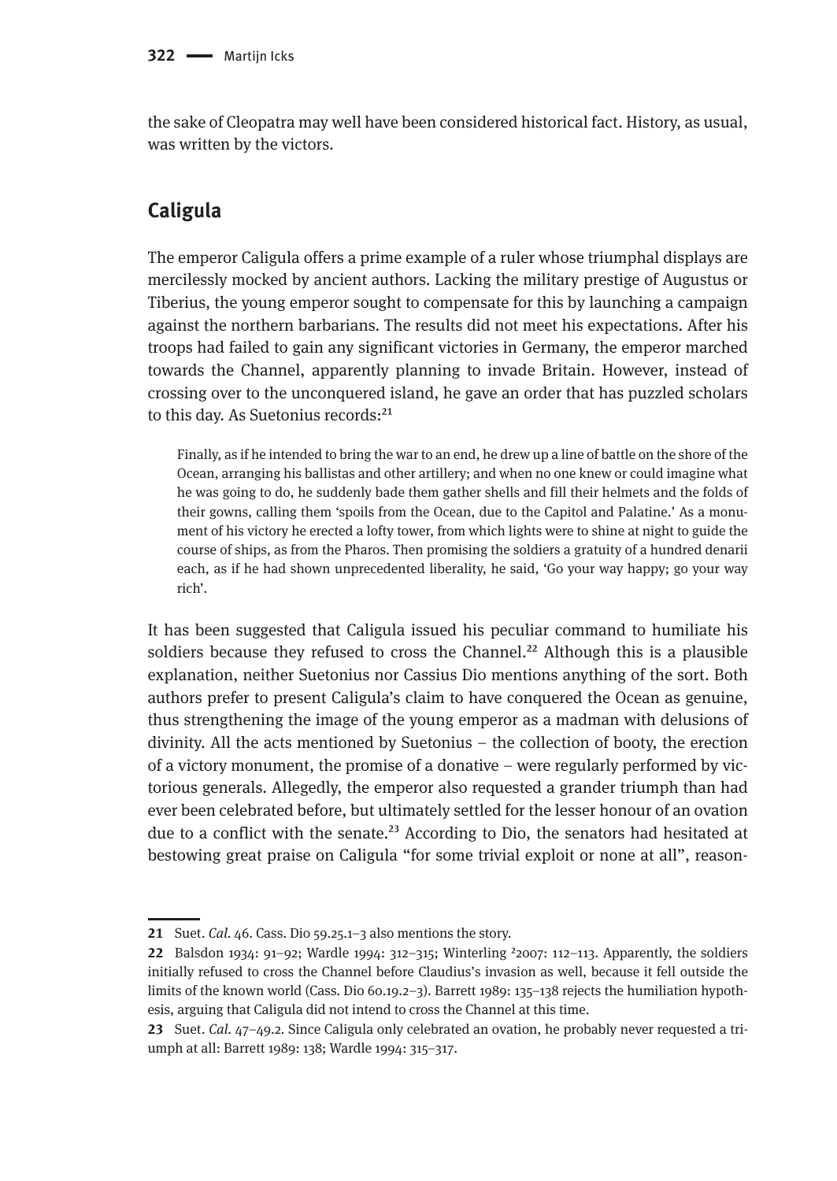the sake of Cleopatra may well have been considered historical fact. History, as usual, was written by the victors.

## Caligula

The emperor Caligula offers a prime example of a ruler whose triumphal displays are mercilessly mocked by ancient authors. Lacking the military prestige of Augustus or Tiberius, the young emperor sought to compensate for this by launching a campaign against the northern barbarians. The results did not meet his expectations. After his troops had failed to gain any significant victories in Germany, the emperor marched towards the Channel, apparently planning to invade Britain. However, instead of crossing over to the unconquered island, he gave an order that has puzzled scholars to this day. As Suetonius records:[21]

> Finally, as if he intended to bring the war to an end, he drew up a line of battle on the shore of the Ocean, arranging his ballistas and other artillery; and when no one knew or could imagine what he was going to do, he suddenly bade them gather shells and fill their helmets and the folds of their gowns, calling them 'spoils from the Ocean, due to the Capitol and Palatine.' As a monument of his victory he erected a lofty tower, from which lights were to shine at night to guide the course of ships, as from the Pharos. Then promising the soldiers a gratuity of a hundred denarii each, as if he had shown unprecedented liberality, he said, 'Go your way happy; go your way rich'.

It has been suggested that Caligula issued his peculiar command to humiliate his soldiers because they refused to cross the Channel.[22] Although this is a plausible explanation, neither Suetonius nor Cassius Dio mentions anything of the sort. Both authors prefer to present Caligula's claim to have conquered the Ocean as genuine, thus strengthening the image of the young emperor as a madman with delusions of divinity. All the acts mentioned by Suetonius – the collection of booty, the erection of a victory monument, the promise of a donative – were regularly performed by victorious generals. Allegedly, the emperor also requested a grander triumph than had ever been celebrated before, but ultimately settled for the lesser honour of an ovation due to a conflict with the senate.[23] According to Dio, the senators had hesitated at bestowing great praise on Caligula "for some trivial exploit or none at all", reason-

---

21 Suet. *Cal.* 46. Cass. Dio 59.25.1–3 also mentions the story.

22 Balsdon 1934: 91–92; Wardle 1994: 312–315; Winterling ²2007: 112–113. Apparently, the soldiers initially refused to cross the Channel before Claudius's invasion as well, because it fell outside the limits of the known world (Cass. Dio 60.19.2–3). Barrett 1989: 135–138 rejects the humiliation hypothesis, arguing that Caligula did not intend to cross the Channel at this time.

23 Suet. *Cal.* 47–49.2. Since Caligula only celebrated an ovation, he probably never requested a triumph at all: Barrett 1989: 138; Wardle 1994: 315–317.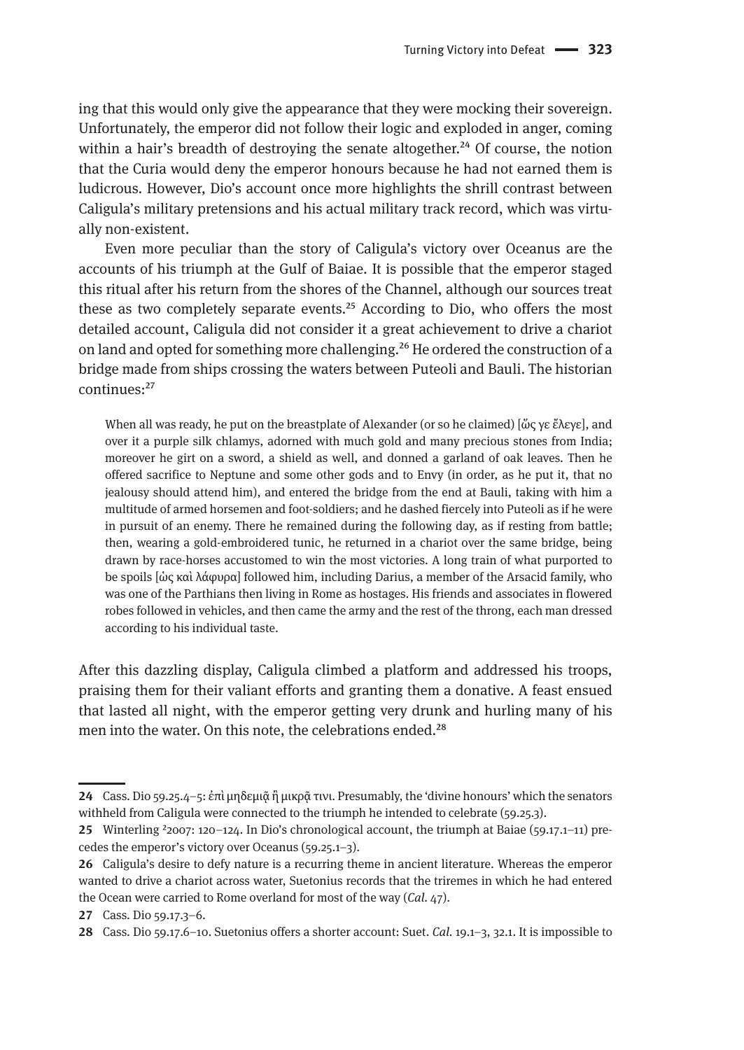ing that this would only give the appearance that they were mocking their sovereign. Unfortunately, the emperor did not follow their logic and exploded in anger, coming within a hair's breadth of destroying the senate altogether.[24] Of course, the notion that the Curia would deny the emperor honours because he had not earned them is ludicrous. However, Dio's account once more highlights the shrill contrast between Caligula's military pretensions and his actual military track record, which was virtually non-existent.

Even more peculiar than the story of Caligula's victory over Oceanus are the accounts of his triumph at the Gulf of Baiae. It is possible that the emperor staged this ritual after his return from the shores of the Channel, although our sources treat these as two completely separate events.[25] According to Dio, who offers the most detailed account, Caligula did not consider it a great achievement to drive a chariot on land and opted for something more challenging.[26] He ordered the construction of a bridge made from ships crossing the waters between Puteoli and Bauli. The historian continues:[27]

> When all was ready, he put on the breastplate of Alexander (or so he claimed) [ὥς γε ἔλεγε], and over it a purple silk chlamys, adorned with much gold and many precious stones from India; moreover he girt on a sword, a shield as well, and donned a garland of oak leaves. Then he offered sacrifice to Neptune and some other gods and to Envy (in order, as he put it, that no jealousy should attend him), and entered the bridge from the end at Bauli, taking with him a multitude of armed horsemen and foot-soldiers; and he dashed fiercely into Puteoli as if he were in pursuit of an enemy. There he remained during the following day, as if resting from battle; then, wearing a gold-embroidered tunic, he returned in a chariot over the same bridge, being drawn by race-horses accustomed to win the most victories. A long train of what purported to be spoils [ὡς καὶ λάφυρα] followed him, including Darius, a member of the Arsacid family, who was one of the Parthians then living in Rome as hostages. His friends and associates in flowered robes followed in vehicles, and then came the army and the rest of the throng, each man dressed according to his individual taste.

After this dazzling display, Caligula climbed a platform and addressed his troops, praising them for their valiant efforts and granting them a donative. A feast ensued that lasted all night, with the emperor getting very drunk and hurling many of his men into the water. On this note, the celebrations ended.[28]

---

**24** Cass. Dio 59.25.4–5: ἐπὶ μηδεμιᾷ ἢ μικρᾷ τινι. Presumably, the 'divine honours' which the senators withheld from Caligula were connected to the triumph he intended to celebrate (59.25.3).

**25** Winterling ²2007: 120–124. In Dio's chronological account, the triumph at Baiae (59.17.1–11) precedes the emperor's victory over Oceanus (59.25.1–3).

**26** Caligula's desire to defy nature is a recurring theme in ancient literature. Whereas the emperor wanted to drive a chariot across water, Suetonius records that the triremes in which he had entered the Ocean were carried to Rome overland for most of the way (*Cal.* 47).

**27** Cass. Dio 59.17.3–6.

**28** Cass. Dio 59.17.6–10. Suetonius offers a shorter account: Suet. *Cal.* 19.1–3, 32.1. It is impossible to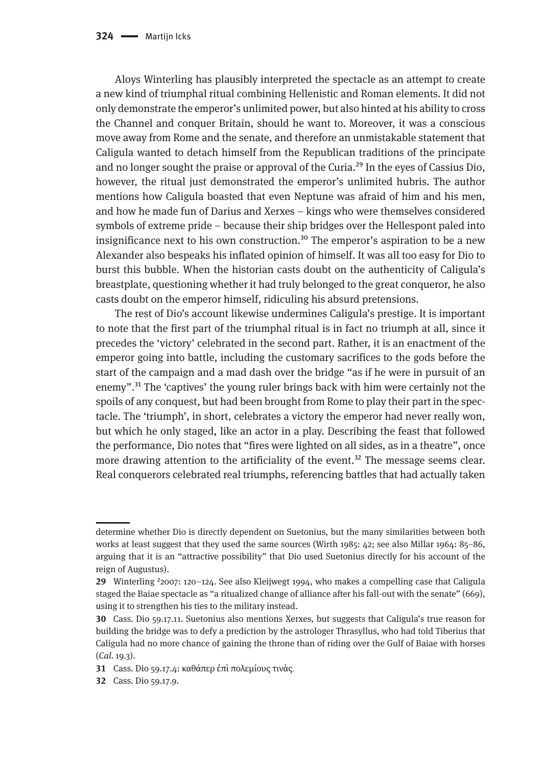Aloys Winterling has plausibly interpreted the spectacle as an attempt to create a new kind of triumphal ritual combining Hellenistic and Roman elements. It did not only demonstrate the emperor's unlimited power, but also hinted at his ability to cross the Channel and conquer Britain, should he want to. Moreover, it was a conscious move away from Rome and the senate, and therefore an unmistakable statement that Caligula wanted to detach himself from the Republican traditions of the principate and no longer sought the praise or approval of the Curia.[29] In the eyes of Cassius Dio, however, the ritual just demonstrated the emperor's unlimited hubris. The author mentions how Caligula boasted that even Neptune was afraid of him and his men, and how he made fun of Darius and Xerxes – kings who were themselves considered symbols of extreme pride – because their ship bridges over the Hellespont paled into insignificance next to his own construction.[30] The emperor's aspiration to be a new Alexander also bespeaks his inflated opinion of himself. It was all too easy for Dio to burst this bubble. When the historian casts doubt on the authenticity of Caligula's breastplate, questioning whether it had truly belonged to the great conqueror, he also casts doubt on the emperor himself, ridiculing his absurd pretensions.

The rest of Dio's account likewise undermines Caligula's prestige. It is important to note that the first part of the triumphal ritual is in fact no triumph at all, since it precedes the 'victory' celebrated in the second part. Rather, it is an enactment of the emperor going into battle, including the customary sacrifices to the gods before the start of the campaign and a mad dash over the bridge "as if he were in pursuit of an enemy".[31] The 'captives' the young ruler brings back with him were certainly not the spoils of any conquest, but had been brought from Rome to play their part in the spectacle. The 'triumph', in short, celebrates a victory the emperor had never really won, but which he only staged, like an actor in a play. Describing the feast that followed the performance, Dio notes that "fires were lighted on all sides, as in a theatre", once more drawing attention to the artificiality of the event.[32] The message seems clear. Real conquerors celebrated real triumphs, referencing battles that had actually taken

---

determine whether Dio is directly dependent on Suetonius, but the many similarities between both works at least suggest that they used the same sources (Wirth 1985: 42; see also Millar 1964: 85–86, arguing that it is an "attractive possibility" that Dio used Suetonius directly for his account of the reign of Augustus).

29 Winterling ²2007: 120–124. See also Kleijwegt 1994, who makes a compelling case that Caligula staged the Baiae spectacle as "a ritualized change of alliance after his fall-out with the senate" (669), using it to strengthen his ties to the military instead.

30 Cass. Dio 59.17.11. Suetonius also mentions Xerxes, but suggests that Caligula's true reason for building the bridge was to defy a prediction by the astrologer Thrasyllus, who had told Tiberius that Caligula had no more chance of gaining the throne than of riding over the Gulf of Baiae with horses (*Cal.* 19.3).

31 Cass. Dio 59.17.4: καθάπερ ἐπὶ πολεμίους τινὰς.

32 Cass. Dio 59.17.9.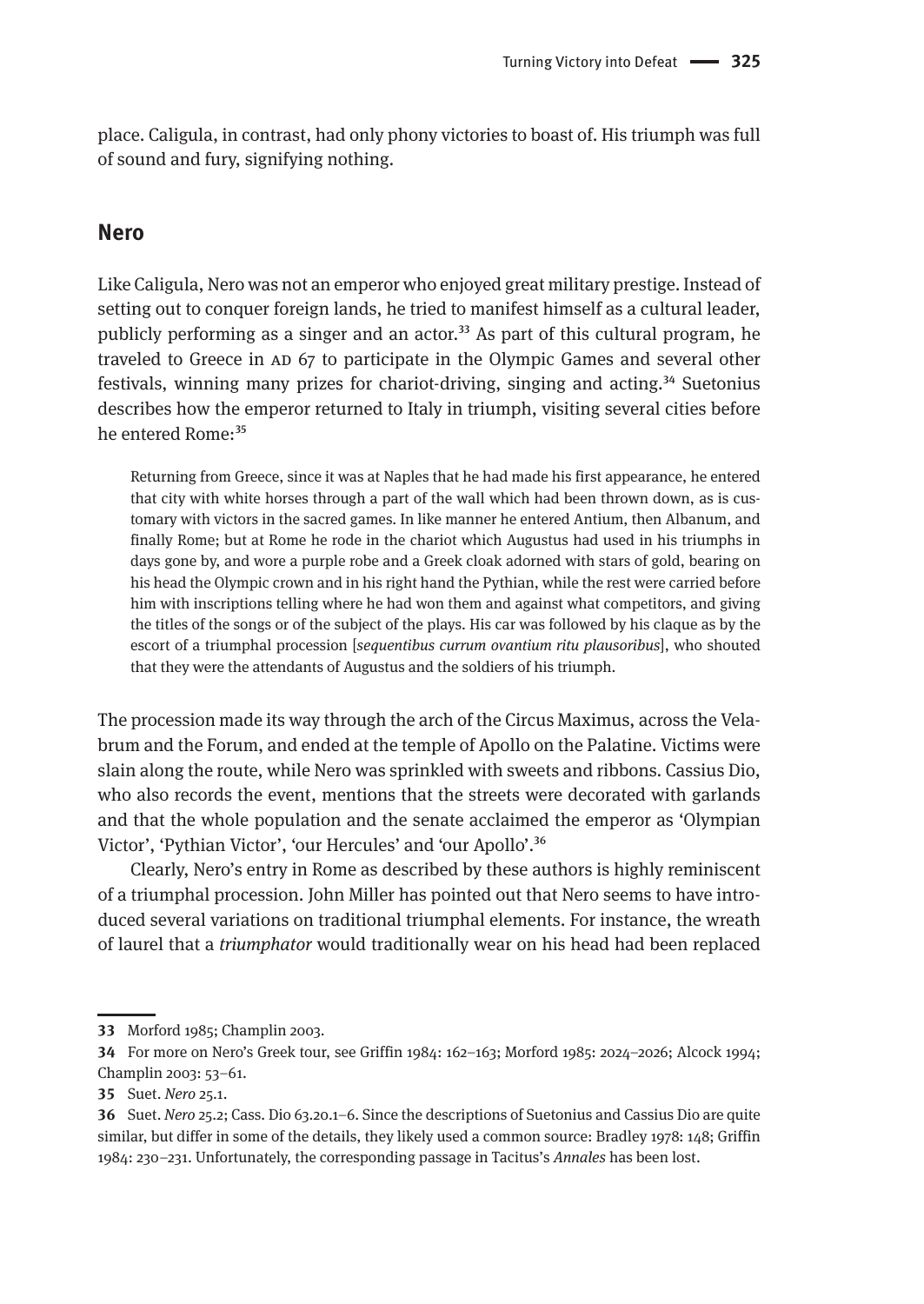place. Caligula, in contrast, had only phony victories to boast of. His triumph was full of sound and fury, signifying nothing.

## Nero

Like Caligula, Nero was not an emperor who enjoyed great military prestige. Instead of setting out to conquer foreign lands, he tried to manifest himself as a cultural leader, publicly performing as a singer and an actor.[33] As part of this cultural program, he traveled to Greece in AD 67 to participate in the Olympic Games and several other festivals, winning many prizes for chariot-driving, singing and acting.[34] Suetonius describes how the emperor returned to Italy in triumph, visiting several cities before he entered Rome:[35]

> Returning from Greece, since it was at Naples that he had made his first appearance, he entered that city with white horses through a part of the wall which had been thrown down, as is customary with victors in the sacred games. In like manner he entered Antium, then Albanum, and finally Rome; but at Rome he rode in the chariot which Augustus had used in his triumphs in days gone by, and wore a purple robe and a Greek cloak adorned with stars of gold, bearing on his head the Olympic crown and in his right hand the Pythian, while the rest were carried before him with inscriptions telling where he had won them and against what competitors, and giving the titles of the songs or of the subject of the plays. His car was followed by his claque as by the escort of a triumphal procession [*sequentibus currum ovantium ritu plausoribus*], who shouted that they were the attendants of Augustus and the soldiers of his triumph.

The procession made its way through the arch of the Circus Maximus, across the Velabrum and the Forum, and ended at the temple of Apollo on the Palatine. Victims were slain along the route, while Nero was sprinkled with sweets and ribbons. Cassius Dio, who also records the event, mentions that the streets were decorated with garlands and that the whole population and the senate acclaimed the emperor as 'Olympian Victor', 'Pythian Victor', 'our Hercules' and 'our Apollo'.[36]

Clearly, Nero's entry in Rome as described by these authors is highly reminiscent of a triumphal procession. John Miller has pointed out that Nero seems to have introduced several variations on traditional triumphal elements. For instance, the wreath of laurel that a *triumphator* would traditionally wear on his head had been replaced

---

**33** Morford 1985; Champlin 2003.

**34** For more on Nero's Greek tour, see Griffin 1984: 162–163; Morford 1985: 2024–2026; Alcock 1994; Champlin 2003: 53–61.

**35** Suet. *Nero* 25.1.

**36** Suet. *Nero* 25.2; Cass. Dio 63.20.1–6. Since the descriptions of Suetonius and Cassius Dio are quite similar, but differ in some of the details, they likely used a common source: Bradley 1978: 148; Griffin 1984: 230–231. Unfortunately, the corresponding passage in Tacitus's *Annales* has been lost.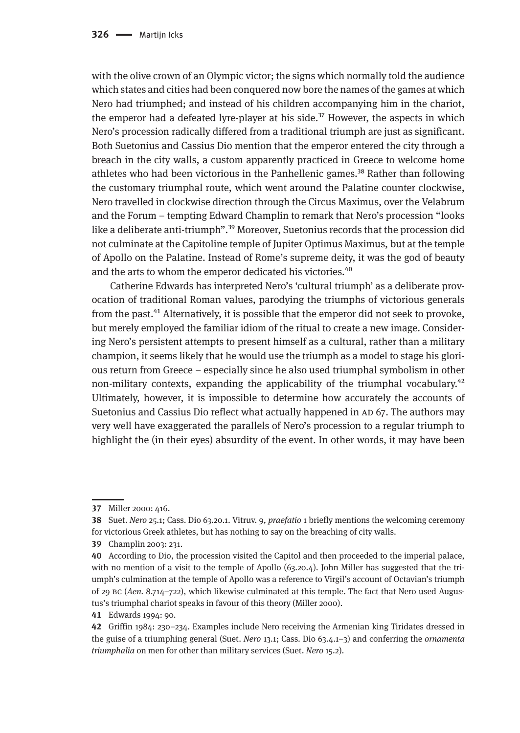with the olive crown of an Olympic victor; the signs which normally told the audience which states and cities had been conquered now bore the names of the games at which Nero had triumphed; and instead of his children accompanying him in the chariot, the emperor had a defeated lyre-player at his side.[37] However, the aspects in which Nero's procession radically differed from a traditional triumph are just as significant. Both Suetonius and Cassius Dio mention that the emperor entered the city through a breach in the city walls, a custom apparently practiced in Greece to welcome home athletes who had been victorious in the Panhellenic games.[38] Rather than following the customary triumphal route, which went around the Palatine counter clockwise, Nero travelled in clockwise direction through the Circus Maximus, over the Velabrum and the Forum – tempting Edward Champlin to remark that Nero's procession "looks like a deliberate anti-triumph".[39] Moreover, Suetonius records that the procession did not culminate at the Capitoline temple of Jupiter Optimus Maximus, but at the temple of Apollo on the Palatine. Instead of Rome's supreme deity, it was the god of beauty and the arts to whom the emperor dedicated his victories.[40]

Catherine Edwards has interpreted Nero's 'cultural triumph' as a deliberate provocation of traditional Roman values, parodying the triumphs of victorious generals from the past.[41] Alternatively, it is possible that the emperor did not seek to provoke, but merely employed the familiar idiom of the ritual to create a new image. Considering Nero's persistent attempts to present himself as a cultural, rather than a military champion, it seems likely that he would use the triumph as a model to stage his glorious return from Greece – especially since he also used triumphal symbolism in other non-military contexts, expanding the applicability of the triumphal vocabulary.[42] Ultimately, however, it is impossible to determine how accurately the accounts of Suetonius and Cassius Dio reflect what actually happened in AD 67. The authors may very well have exaggerated the parallels of Nero's procession to a regular triumph to highlight the (in their eyes) absurdity of the event. In other words, it may have been

---

**37** Miller 2000: 416.

**38** Suet. *Nero* 25.1; Cass. Dio 63.20.1. Vitruv. 9, *praefatio* 1 briefly mentions the welcoming ceremony for victorious Greek athletes, but has nothing to say on the breaching of city walls.

**39** Champlin 2003: 231.

**40** According to Dio, the procession visited the Capitol and then proceeded to the imperial palace, with no mention of a visit to the temple of Apollo (63.20.4). John Miller has suggested that the triumph's culmination at the temple of Apollo was a reference to Virgil's account of Octavian's triumph of 29 BC (*Aen.* 8.714–722), which likewise culminated at this temple. The fact that Nero used Augustus's triumphal chariot speaks in favour of this theory (Miller 2000).

**41** Edwards 1994: 90.

**42** Griffin 1984: 230–234. Examples include Nero receiving the Armenian king Tiridates dressed in the guise of a triumphing general (Suet. *Nero* 13.1; Cass. Dio 63.4.1–3) and conferring the *ornamenta triumphalia* on men for other than military services (Suet. *Nero* 15.2).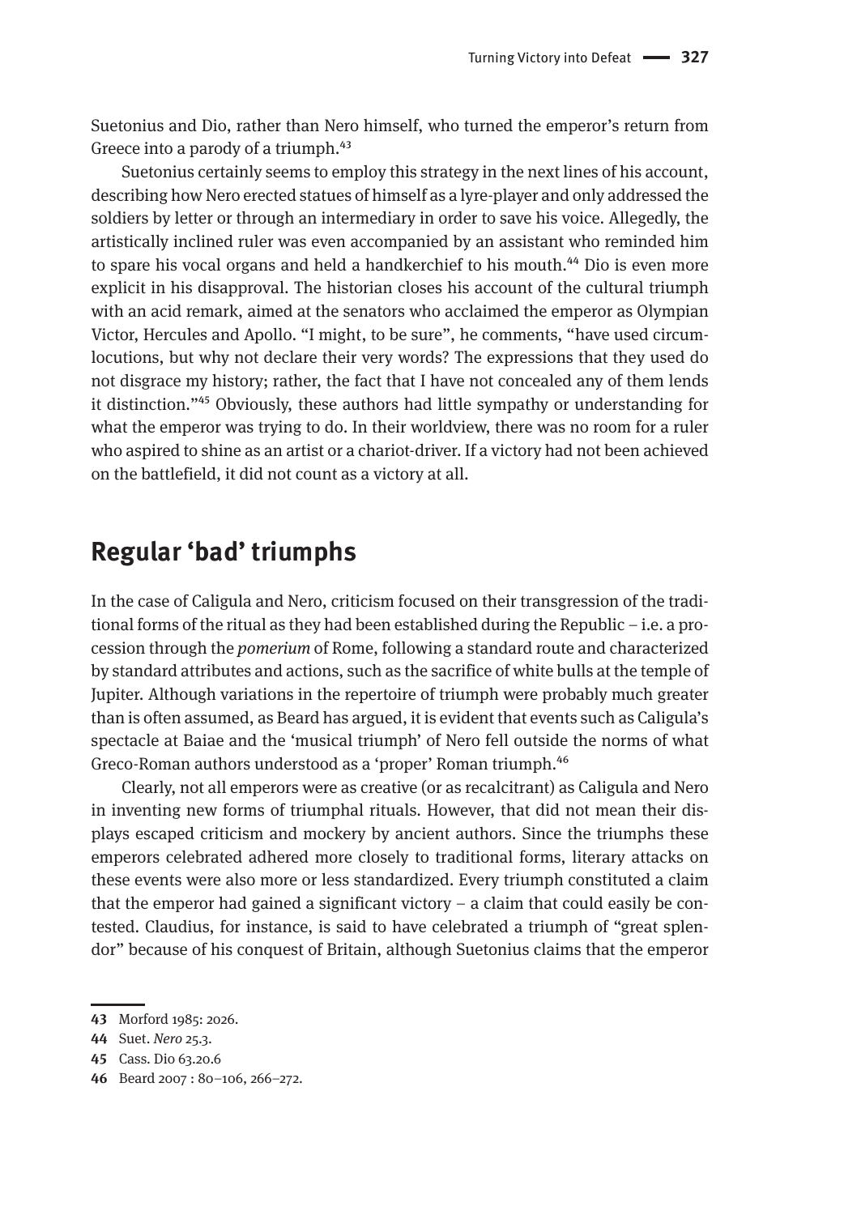Suetonius and Dio, rather than Nero himself, who turned the emperor's return from Greece into a parody of a triumph.[43]

Suetonius certainly seems to employ this strategy in the next lines of his account, describing how Nero erected statues of himself as a lyre-player and only addressed the soldiers by letter or through an intermediary in order to save his voice. Allegedly, the artistically inclined ruler was even accompanied by an assistant who reminded him to spare his vocal organs and held a handkerchief to his mouth.[44] Dio is even more explicit in his disapproval. The historian closes his account of the cultural triumph with an acid remark, aimed at the senators who acclaimed the emperor as Olympian Victor, Hercules and Apollo. "I might, to be sure", he comments, "have used circumlocutions, but why not declare their very words? The expressions that they used do not disgrace my history; rather, the fact that I have not concealed any of them lends it distinction."[45] Obviously, these authors had little sympathy or understanding for what the emperor was trying to do. In their worldview, there was no room for a ruler who aspired to shine as an artist or a chariot-driver. If a victory had not been achieved on the battlefield, it did not count as a victory at all.

## Regular 'bad' triumphs

In the case of Caligula and Nero, criticism focused on their transgression of the traditional forms of the ritual as they had been established during the Republic – i.e. a procession through the *pomerium* of Rome, following a standard route and characterized by standard attributes and actions, such as the sacrifice of white bulls at the temple of Jupiter. Although variations in the repertoire of triumph were probably much greater than is often assumed, as Beard has argued, it is evident that events such as Caligula's spectacle at Baiae and the 'musical triumph' of Nero fell outside the norms of what Greco-Roman authors understood as a 'proper' Roman triumph.[46]

Clearly, not all emperors were as creative (or as recalcitrant) as Caligula and Nero in inventing new forms of triumphal rituals. However, that did not mean their displays escaped criticism and mockery by ancient authors. Since the triumphs these emperors celebrated adhered more closely to traditional forms, literary attacks on these events were also more or less standardized. Every triumph constituted a claim that the emperor had gained a significant victory – a claim that could easily be contested. Claudius, for instance, is said to have celebrated a triumph of "great splendor" because of his conquest of Britain, although Suetonius claims that the emperor

---

43 Morford 1985: 2026.

44 Suet. *Nero* 25.3.

45 Cass. Dio 63.20.6

46 Beard 2007 : 80–106, 266–272.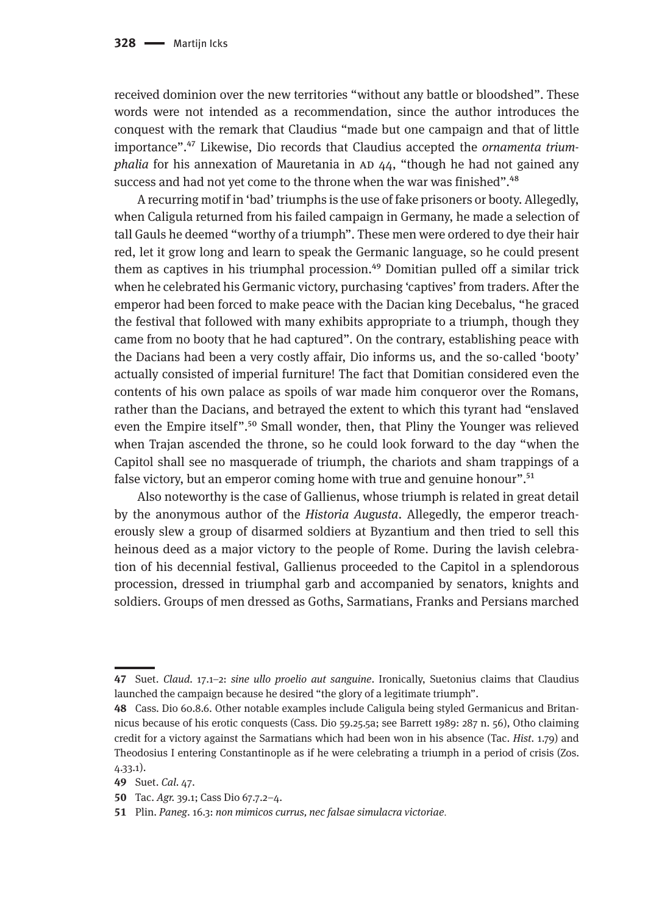received dominion over the new territories “without any battle or bloodshed”. These words were not intended as a recommendation, since the author introduces the conquest with the remark that Claudius “made but one campaign and that of little importance”.[47] Likewise, Dio records that Claudius accepted the *ornamenta triumphalia* for his annexation of Mauretania in AD 44, “though he had not gained any success and had not yet come to the throne when the war was finished”.[48]

A recurring motif in ‘bad’ triumphs is the use of fake prisoners or booty. Allegedly, when Caligula returned from his failed campaign in Germany, he made a selection of tall Gauls he deemed “worthy of a triumph”. These men were ordered to dye their hair red, let it grow long and learn to speak the Germanic language, so he could present them as captives in his triumphal procession.[49] Domitian pulled off a similar trick when he celebrated his Germanic victory, purchasing ‘captives’ from traders. After the emperor had been forced to make peace with the Dacian king Decebalus, “he graced the festival that followed with many exhibits appropriate to a triumph, though they came from no booty that he had captured”. On the contrary, establishing peace with the Dacians had been a very costly affair, Dio informs us, and the so-called ‘booty’ actually consisted of imperial furniture! The fact that Domitian considered even the contents of his own palace as spoils of war made him conqueror over the Romans, rather than the Dacians, and betrayed the extent to which this tyrant had “enslaved even the Empire itself”.[50] Small wonder, then, that Pliny the Younger was relieved when Trajan ascended the throne, so he could look forward to the day “when the Capitol shall see no masquerade of triumph, the chariots and sham trappings of a false victory, but an emperor coming home with true and genuine honour”.[51]

Also noteworthy is the case of Gallienus, whose triumph is related in great detail by the anonymous author of the *Historia Augusta*. Allegedly, the emperor treacherously slew a group of disarmed soldiers at Byzantium and then tried to sell this heinous deed as a major victory to the people of Rome. During the lavish celebration of his decennial festival, Gallienus proceeded to the Capitol in a splendorous procession, dressed in triumphal garb and accompanied by senators, knights and soldiers. Groups of men dressed as Goths, Sarmatians, Franks and Persians marched

---

**47** Suet. *Claud.* 17.1–2: *sine ullo proelio aut sanguine*. Ironically, Suetonius claims that Claudius launched the campaign because he desired “the glory of a legitimate triumph”.

**48** Cass. Dio 60.8.6. Other notable examples include Caligula being styled Germanicus and Britannicus because of his erotic conquests (Cass. Dio 59.25.5a; see Barrett 1989: 287 n. 56), Otho claiming credit for a victory against the Sarmatians which had been won in his absence (Tac. *Hist.* 1.79) and Theodosius I entering Constantinople as if he were celebrating a triumph in a period of crisis (Zos. 4.33.1).

**49** Suet. *Cal.* 47.

**50** Tac. *Agr.* 39.1; Cass Dio 67.7.2–4.

**51** Plin. *Paneg.* 16.3: *non mimicos currus, nec falsae simulacra victoriae*.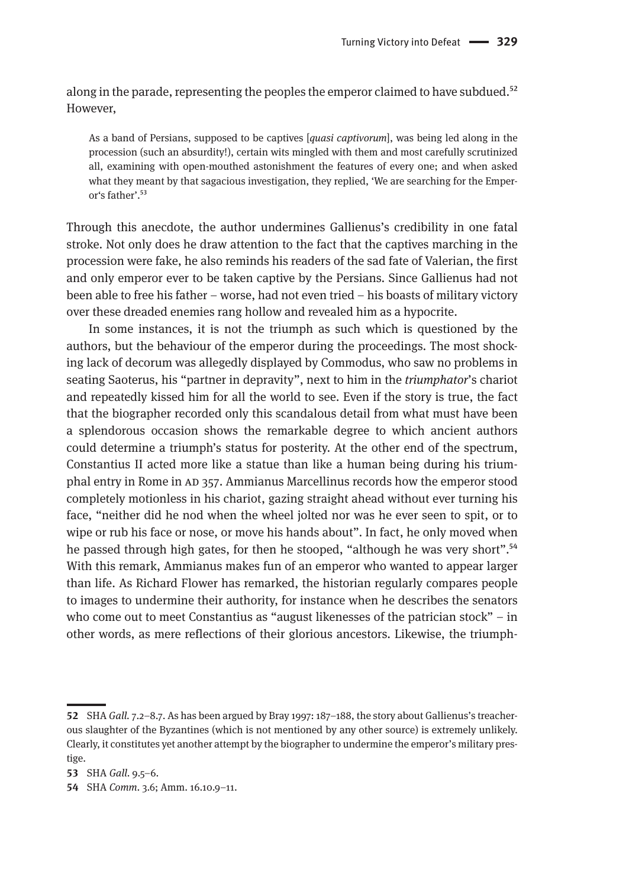along in the parade, representing the peoples the emperor claimed to have subdued.[52] However,

> As a band of Persians, supposed to be captives [*quasi captivorum*], was being led along in the procession (such an absurdity!), certain wits mingled with them and most carefully scrutinized all, examining with open-mouthed astonishment the features of every one; and when asked what they meant by that sagacious investigation, they replied, 'We are searching for the Emperor's father'.[53]

Through this anecdote, the author undermines Gallienus's credibility in one fatal stroke. Not only does he draw attention to the fact that the captives marching in the procession were fake, he also reminds his readers of the sad fate of Valerian, the first and only emperor ever to be taken captive by the Persians. Since Gallienus had not been able to free his father – worse, had not even tried – his boasts of military victory over these dreaded enemies rang hollow and revealed him as a hypocrite.

In some instances, it is not the triumph as such which is questioned by the authors, but the behaviour of the emperor during the proceedings. The most shocking lack of decorum was allegedly displayed by Commodus, who saw no problems in seating Saoterus, his "partner in depravity", next to him in the *triumphator*'s chariot and repeatedly kissed him for all the world to see. Even if the story is true, the fact that the biographer recorded only this scandalous detail from what must have been a splendorous occasion shows the remarkable degree to which ancient authors could determine a triumph's status for posterity. At the other end of the spectrum, Constantius II acted more like a statue than like a human being during his triumphal entry in Rome in AD 357. Ammianus Marcellinus records how the emperor stood completely motionless in his chariot, gazing straight ahead without ever turning his face, "neither did he nod when the wheel jolted nor was he ever seen to spit, or to wipe or rub his face or nose, or move his hands about". In fact, he only moved when he passed through high gates, for then he stooped, "although he was very short".[54] With this remark, Ammianus makes fun of an emperor who wanted to appear larger than life. As Richard Flower has remarked, the historian regularly compares people to images to undermine their authority, for instance when he describes the senators who come out to meet Constantius as "august likenesses of the patrician stock" – in other words, as mere reflections of their glorious ancestors. Likewise, the triumph-

---

**52** SHA *Gall.* 7.2–8.7. As has been argued by Bray 1997: 187–188, the story about Gallienus's treacherous slaughter of the Byzantines (which is not mentioned by any other source) is extremely unlikely. Clearly, it constitutes yet another attempt by the biographer to undermine the emperor's military prestige.

**53** SHA *Gall.* 9.5–6.

**54** SHA *Comm.* 3.6; Amm. 16.10.9–11.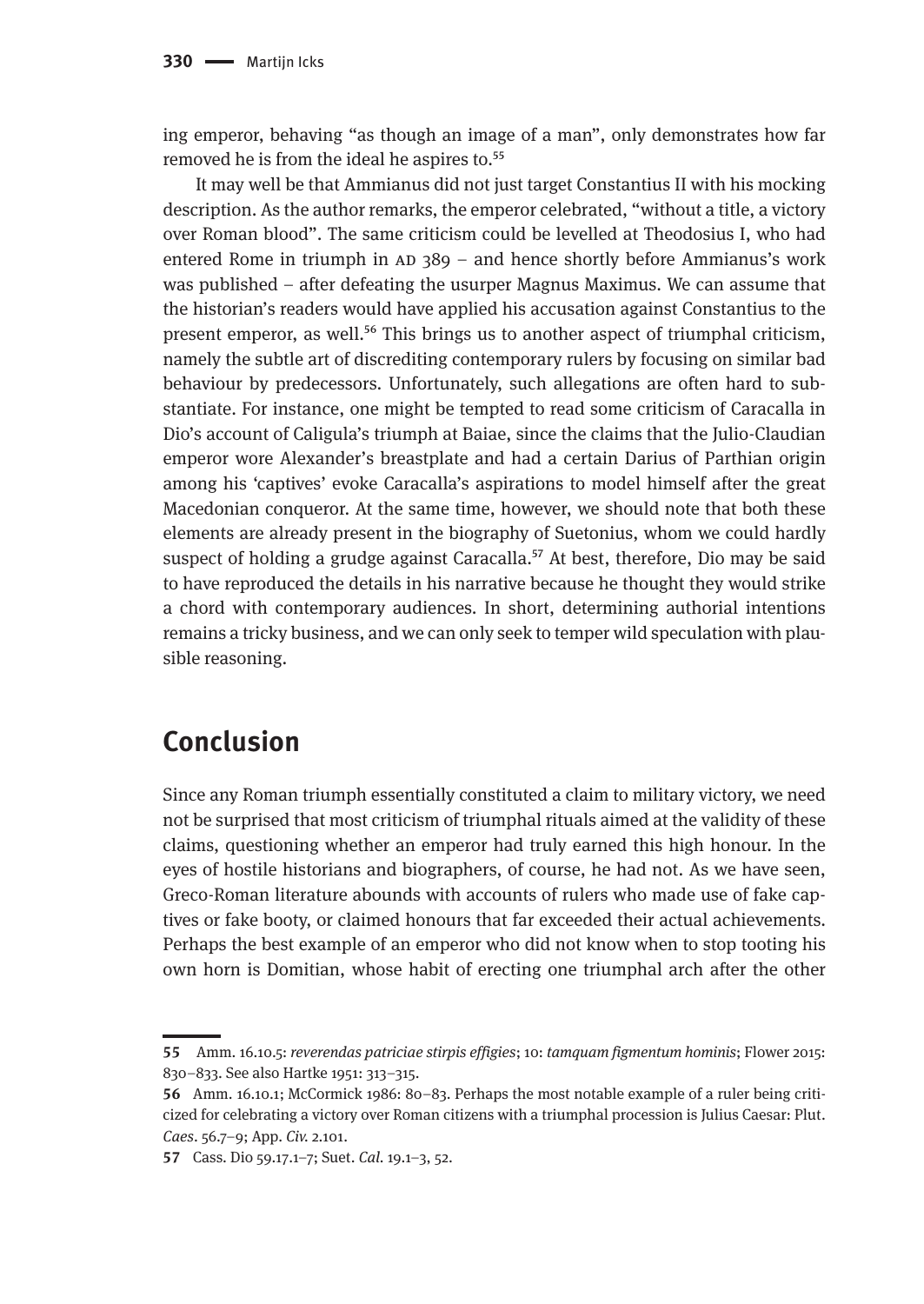ing emperor, behaving "as though an image of a man", only demonstrates how far removed he is from the ideal he aspires to.[55]

It may well be that Ammianus did not just target Constantius II with his mocking description. As the author remarks, the emperor celebrated, "without a title, a victory over Roman blood". The same criticism could be levelled at Theodosius I, who had entered Rome in triumph in AD 389 – and hence shortly before Ammianus's work was published – after defeating the usurper Magnus Maximus. We can assume that the historian's readers would have applied his accusation against Constantius to the present emperor, as well.[56] This brings us to another aspect of triumphal criticism, namely the subtle art of discrediting contemporary rulers by focusing on similar bad behaviour by predecessors. Unfortunately, such allegations are often hard to substantiate. For instance, one might be tempted to read some criticism of Caracalla in Dio's account of Caligula's triumph at Baiae, since the claims that the Julio-Claudian emperor wore Alexander's breastplate and had a certain Darius of Parthian origin among his 'captives' evoke Caracalla's aspirations to model himself after the great Macedonian conqueror. At the same time, however, we should note that both these elements are already present in the biography of Suetonius, whom we could hardly suspect of holding a grudge against Caracalla.[57] At best, therefore, Dio may be said to have reproduced the details in his narrative because he thought they would strike a chord with contemporary audiences. In short, determining authorial intentions remains a tricky business, and we can only seek to temper wild speculation with plausible reasoning.

## Conclusion

Since any Roman triumph essentially constituted a claim to military victory, we need not be surprised that most criticism of triumphal rituals aimed at the validity of these claims, questioning whether an emperor had truly earned this high honour. In the eyes of hostile historians and biographers, of course, he had not. As we have seen, Greco-Roman literature abounds with accounts of rulers who made use of fake captives or fake booty, or claimed honours that far exceeded their actual achievements. Perhaps the best example of an emperor who did not know when to stop tooting his own horn is Domitian, whose habit of erecting one triumphal arch after the other

---

**55** Amm. 16.10.5: *reverendas patriciae stirpis effigies*; 10: *tamquam figmentum hominis*; Flower 2015: 830–833. See also Hartke 1951: 313–315.

**56** Amm. 16.10.1; McCormick 1986: 80–83. Perhaps the most notable example of a ruler being criticized for celebrating a victory over Roman citizens with a triumphal procession is Julius Caesar: Plut. *Caes*. 56.7–9; App. *Civ.* 2.101.

**57** Cass. Dio 59.17.1–7; Suet. *Cal.* 19.1–3, 52.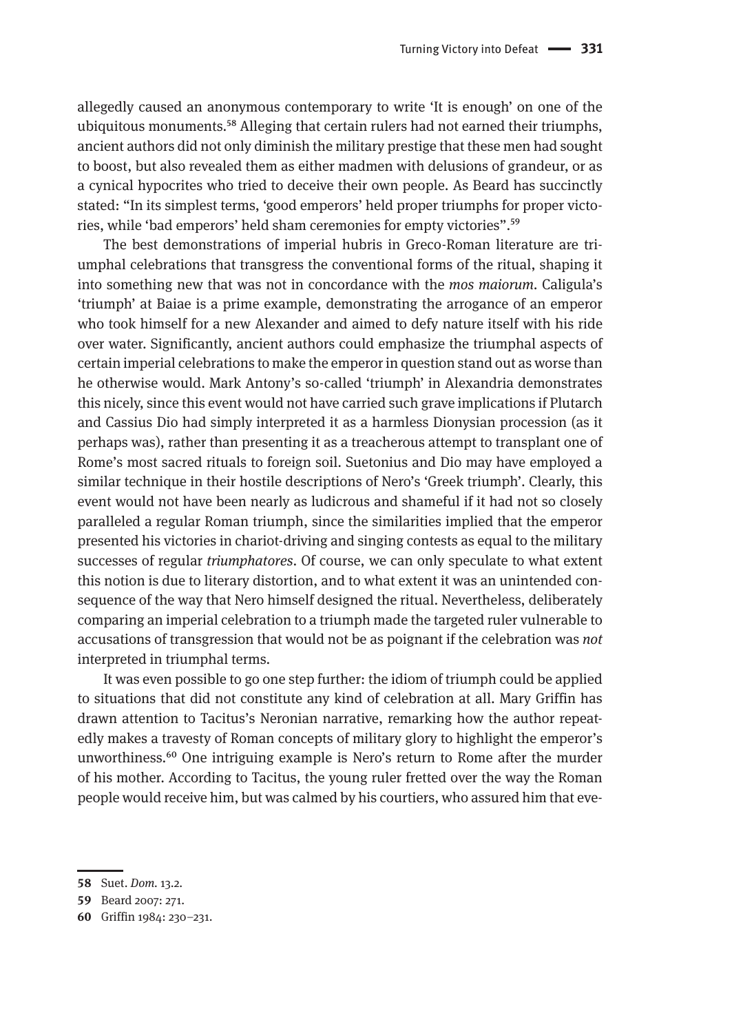allegedly caused an anonymous contemporary to write 'It is enough' on one of the ubiquitous monuments.[58] Alleging that certain rulers had not earned their triumphs, ancient authors did not only diminish the military prestige that these men had sought to boost, but also revealed them as either madmen with delusions of grandeur, or as a cynical hypocrites who tried to deceive their own people. As Beard has succinctly stated: "In its simplest terms, 'good emperors' held proper triumphs for proper victories, while 'bad emperors' held sham ceremonies for empty victories".[59]

The best demonstrations of imperial hubris in Greco-Roman literature are triumphal celebrations that transgress the conventional forms of the ritual, shaping it into something new that was not in concordance with the *mos maiorum*. Caligula's 'triumph' at Baiae is a prime example, demonstrating the arrogance of an emperor who took himself for a new Alexander and aimed to defy nature itself with his ride over water. Significantly, ancient authors could emphasize the triumphal aspects of certain imperial celebrations to make the emperor in question stand out as worse than he otherwise would. Mark Antony's so-called 'triumph' in Alexandria demonstrates this nicely, since this event would not have carried such grave implications if Plutarch and Cassius Dio had simply interpreted it as a harmless Dionysian procession (as it perhaps was), rather than presenting it as a treacherous attempt to transplant one of Rome's most sacred rituals to foreign soil. Suetonius and Dio may have employed a similar technique in their hostile descriptions of Nero's 'Greek triumph'. Clearly, this event would not have been nearly as ludicrous and shameful if it had not so closely paralleled a regular Roman triumph, since the similarities implied that the emperor presented his victories in chariot-driving and singing contests as equal to the military successes of regular *triumphatores*. Of course, we can only speculate to what extent this notion is due to literary distortion, and to what extent it was an unintended consequence of the way that Nero himself designed the ritual. Nevertheless, deliberately comparing an imperial celebration to a triumph made the targeted ruler vulnerable to accusations of transgression that would not be as poignant if the celebration was *not* interpreted in triumphal terms.

It was even possible to go one step further: the idiom of triumph could be applied to situations that did not constitute any kind of celebration at all. Mary Griffin has drawn attention to Tacitus's Neronian narrative, remarking how the author repeatedly makes a travesty of Roman concepts of military glory to highlight the emperor's unworthiness.[60] One intriguing example is Nero's return to Rome after the murder of his mother. According to Tacitus, the young ruler fretted over the way the Roman people would receive him, but was calmed by his courtiers, who assured him that eve-

---

58 Suet. *Dom.* 13.2.

59 Beard 2007: 271.

60 Griffin 1984: 230–231.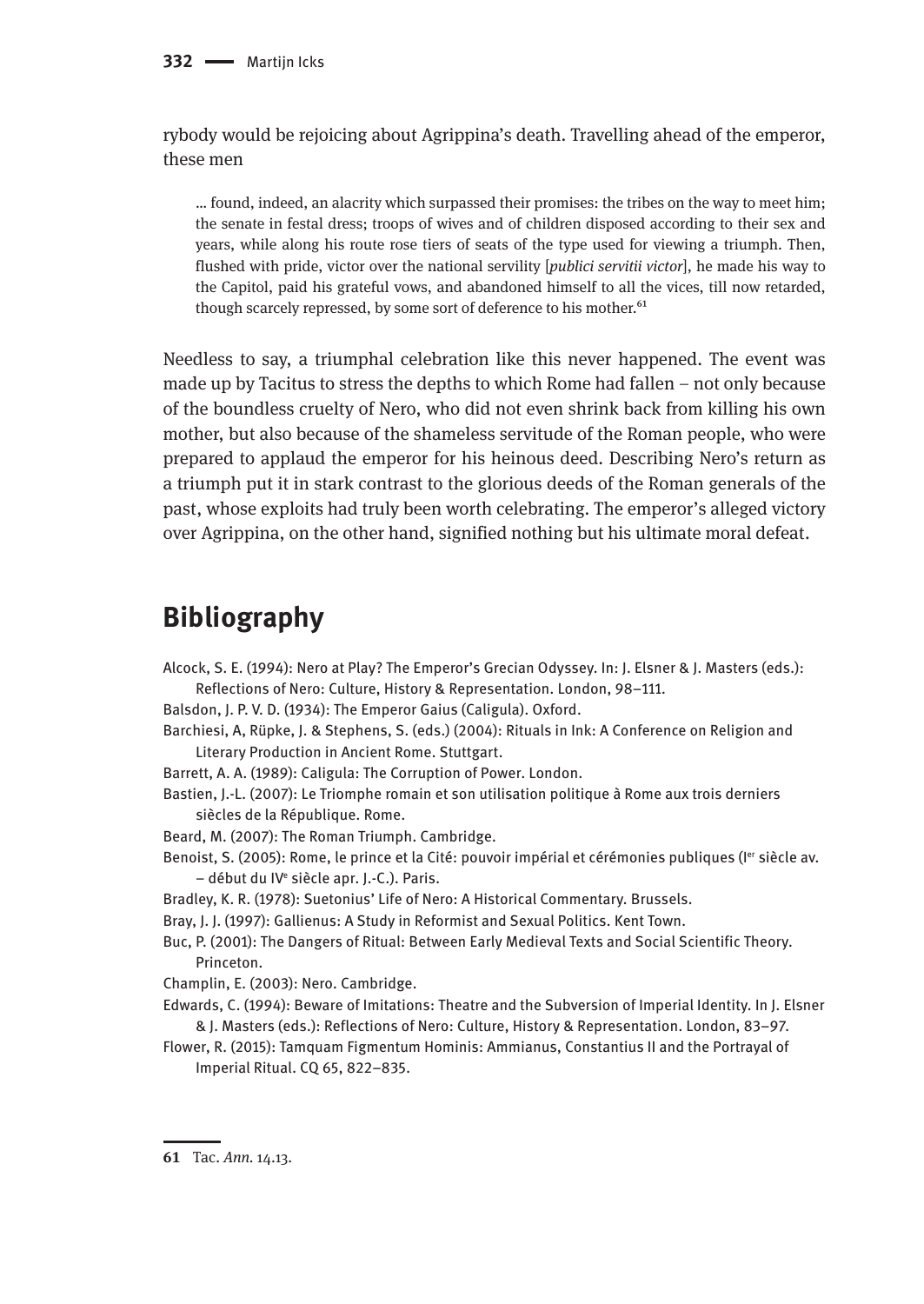rybody would be rejoicing about Agrippina's death. Travelling ahead of the emperor, these men

> … found, indeed, an alacrity which surpassed their promises: the tribes on the way to meet him; the senate in festal dress; troops of wives and of children disposed according to their sex and years, while along his route rose tiers of seats of the type used for viewing a triumph. Then, flushed with pride, victor over the national servility [*publici servitii victor*], he made his way to the Capitol, paid his grateful vows, and abandoned himself to all the vices, till now retarded, though scarcely repressed, by some sort of deference to his mother.[61]

Needless to say, a triumphal celebration like this never happened. The event was made up by Tacitus to stress the depths to which Rome had fallen – not only because of the boundless cruelty of Nero, who did not even shrink back from killing his own mother, but also because of the shameless servitude of the Roman people, who were prepared to applaud the emperor for his heinous deed. Describing Nero's return as a triumph put it in stark contrast to the glorious deeds of the Roman generals of the past, whose exploits had truly been worth celebrating. The emperor's alleged victory over Agrippina, on the other hand, signified nothing but his ultimate moral defeat.

## Bibliography

Alcock, S. E. (1994): Nero at Play? The Emperor's Grecian Odyssey. In: J. Elsner & J. Masters (eds.): Reflections of Nero: Culture, History & Representation. London, 98–111.

Balsdon, J. P. V. D. (1934): The Emperor Gaius (Caligula). Oxford.

Barchiesi, A, Rüpke, J. & Stephens, S. (eds.) (2004): Rituals in Ink: A Conference on Religion and Literary Production in Ancient Rome. Stuttgart.

Barrett, A. A. (1989): Caligula: The Corruption of Power. London.

Bastien, J.-L. (2007): Le Triomphe romain et son utilisation politique à Rome aux trois derniers siècles de la République. Rome.

Beard, M. (2007): The Roman Triumph. Cambridge.

Benoist, S. (2005): Rome, le prince et la Cité: pouvoir impérial et cérémonies publiques (Ier siècle av. – début du IVe siècle apr. J.-C.). Paris.

Bradley, K. R. (1978): Suetonius' Life of Nero: A Historical Commentary. Brussels.

Bray, J. J. (1997): Gallienus: A Study in Reformist and Sexual Politics. Kent Town.

Buc, P. (2001): The Dangers of Ritual: Between Early Medieval Texts and Social Scientific Theory. Princeton.

Champlin, E. (2003): Nero. Cambridge.

Edwards, C. (1994): Beware of Imitations: Theatre and the Subversion of Imperial Identity. In J. Elsner & J. Masters (eds.): Reflections of Nero: Culture, History & Representation. London, 83–97.

Flower, R. (2015): Tamquam Figmentum Hominis: Ammianus, Constantius II and the Portrayal of Imperial Ritual. CQ 65, 822–835.

---

61 Tac. *Ann.* 14.13.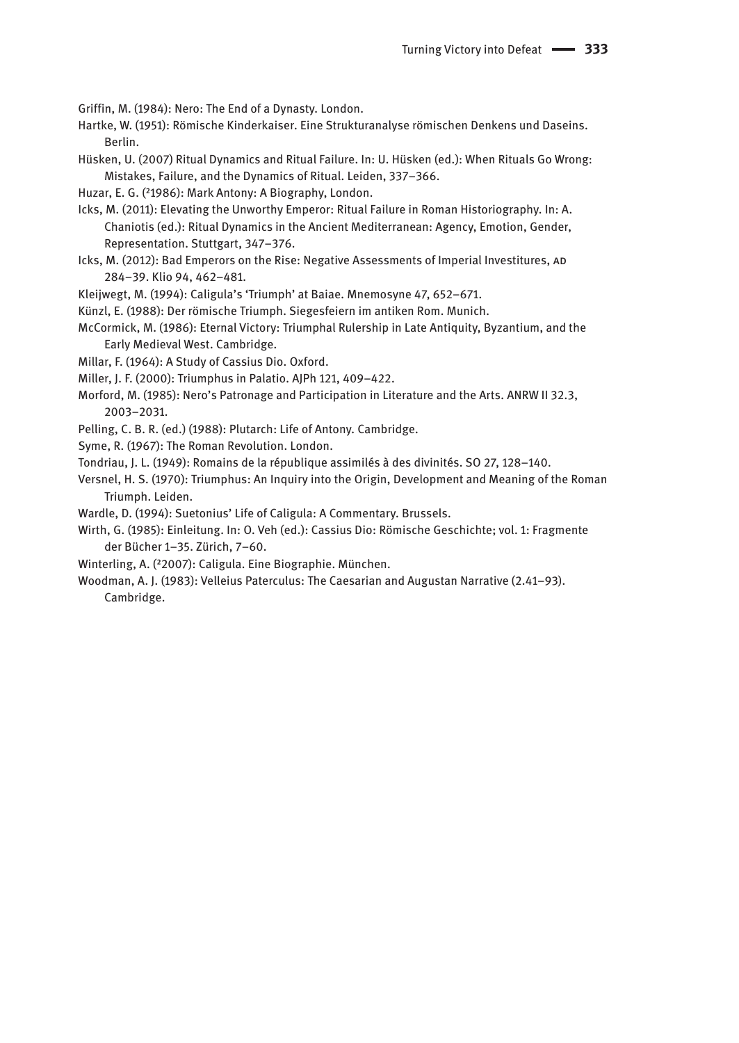Griffin, M. (1984): Nero: The End of a Dynasty. London.

Hartke, W. (1951): Römische Kinderkaiser. Eine Strukturanalyse römischen Denkens und Daseins. Berlin.

Hüsken, U. (2007) Ritual Dynamics and Ritual Failure. In: U. Hüsken (ed.): When Rituals Go Wrong: Mistakes, Failure, and the Dynamics of Ritual. Leiden, 337–366.

Huzar, E. G. ($^{2}$1986): Mark Antony: A Biography, London.

Icks, M. (2011): Elevating the Unworthy Emperor: Ritual Failure in Roman Historiography. In: A. Chaniotis (ed.): Ritual Dynamics in the Ancient Mediterranean: Agency, Emotion, Gender, Representation. Stuttgart, 347–376.

Icks, M. (2012): Bad Emperors on the Rise: Negative Assessments of Imperial Investitures, AD 284–39. Klio 94, 462–481.

Kleijwegt, M. (1994): Caligula's 'Triumph' at Baiae. Mnemosyne 47, 652–671.

Künzl, E. (1988): Der römische Triumph. Siegesfeiern im antiken Rom. Munich.

McCormick, M. (1986): Eternal Victory: Triumphal Rulership in Late Antiquity, Byzantium, and the Early Medieval West. Cambridge.

Millar, F. (1964): A Study of Cassius Dio. Oxford.

Miller, J. F. (2000): Triumphus in Palatio. AJPh 121, 409–422.

Morford, M. (1985): Nero's Patronage and Participation in Literature and the Arts. ANRW II 32.3, 2003–2031.

Pelling, C. B. R. (ed.) (1988): Plutarch: Life of Antony. Cambridge.

Syme, R. (1967): The Roman Revolution. London.

Tondriau, J. L. (1949): Romains de la république assimilés à des divinités. SO 27, 128–140.

Versnel, H. S. (1970): Triumphus: An Inquiry into the Origin, Development and Meaning of the Roman Triumph. Leiden.

Wardle, D. (1994): Suetonius' Life of Caligula: A Commentary. Brussels.

Wirth, G. (1985): Einleitung. In: O. Veh (ed.): Cassius Dio: Römische Geschichte; vol. 1: Fragmente der Bücher 1–35. Zürich, 7–60.

Winterling, A. ($^{2}$2007): Caligula. Eine Biographie. München.

Woodman, A. J. (1983): Velleius Paterculus: The Caesarian and Augustan Narrative (2.41–93). Cambridge.